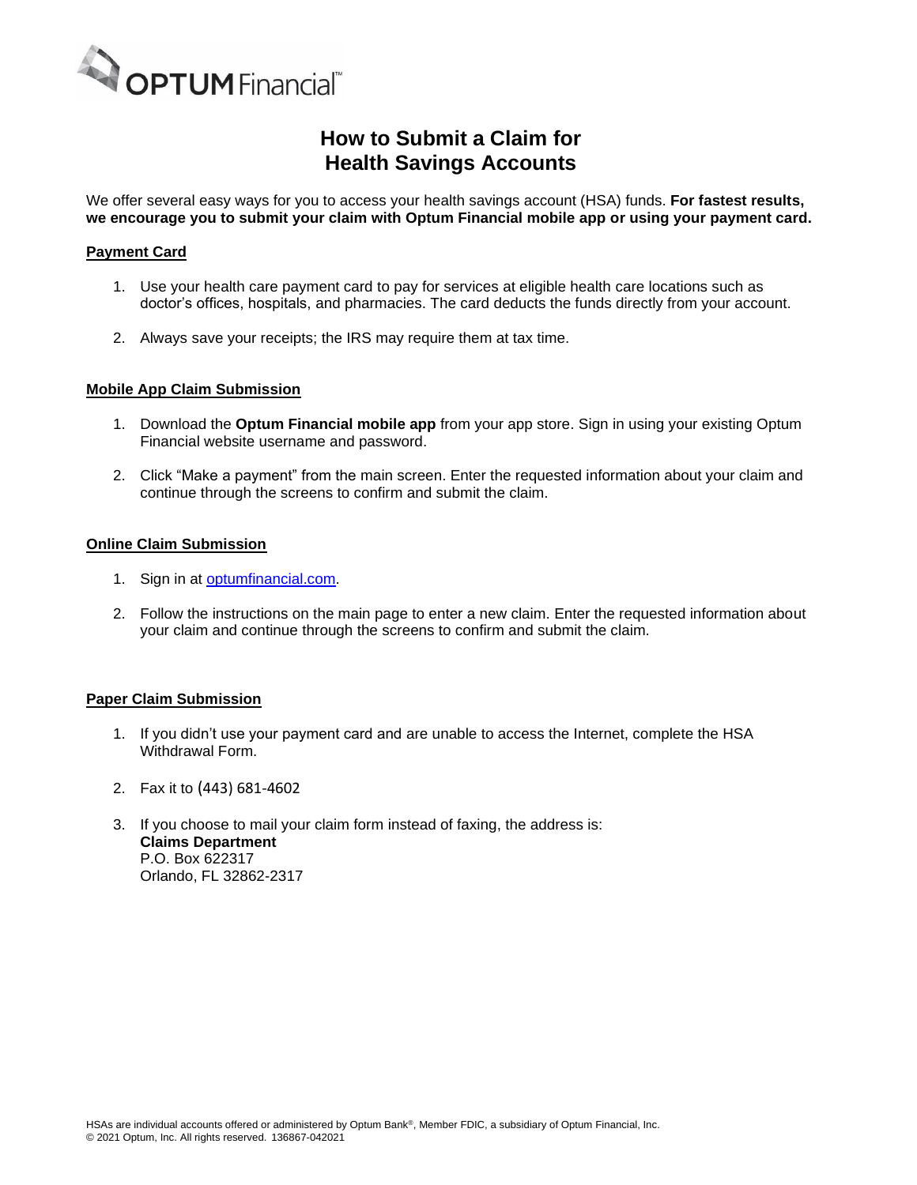OPTUM Financial™

# How to Submit a Claim for Health Savings Accounts

We offer several easy ways for you to access your health savings account (HSA) funds. **For fastest results, we encourage you to submit your claim with Optum Financial mobile app or using your payment card.**

## Payment Card

1. Use your health care payment card to pay for services at eligible health care locations such as doctor's offices, hospitals, and pharmacies. The card deducts the funds directly from your account.

2. Always save your receipts; the IRS may require them at tax time.

## Mobile App Claim Submission

1. Download the **Optum Financial mobile app** from your app store. Sign in using your existing Optum Financial website username and password.

2. Click "Make a payment" from the main screen. Enter the requested information about your claim and continue through the screens to confirm and submit the claim.

## Online Claim Submission

1. Sign in at [optumfinancial.com](optumfinancial.com).

2. Follow the instructions on the main page to enter a new claim. Enter the requested information about your claim and continue through the screens to confirm and submit the claim.

## Paper Claim Submission

1. If you didn't use your payment card and are unable to access the Internet, complete the HSA Withdrawal Form.

2. Fax it to (443) 681-4602

3. If you choose to mail your claim form instead of faxing, the address is:
   **Claims Department**
   P.O. Box 622317
   Orlando, FL 32862-2317

HSAs are individual accounts offered or administered by Optum Bank®, Member FDIC, a subsidiary of Optum Financial, Inc.
© 2021 Optum, Inc. All rights reserved. 136867-042021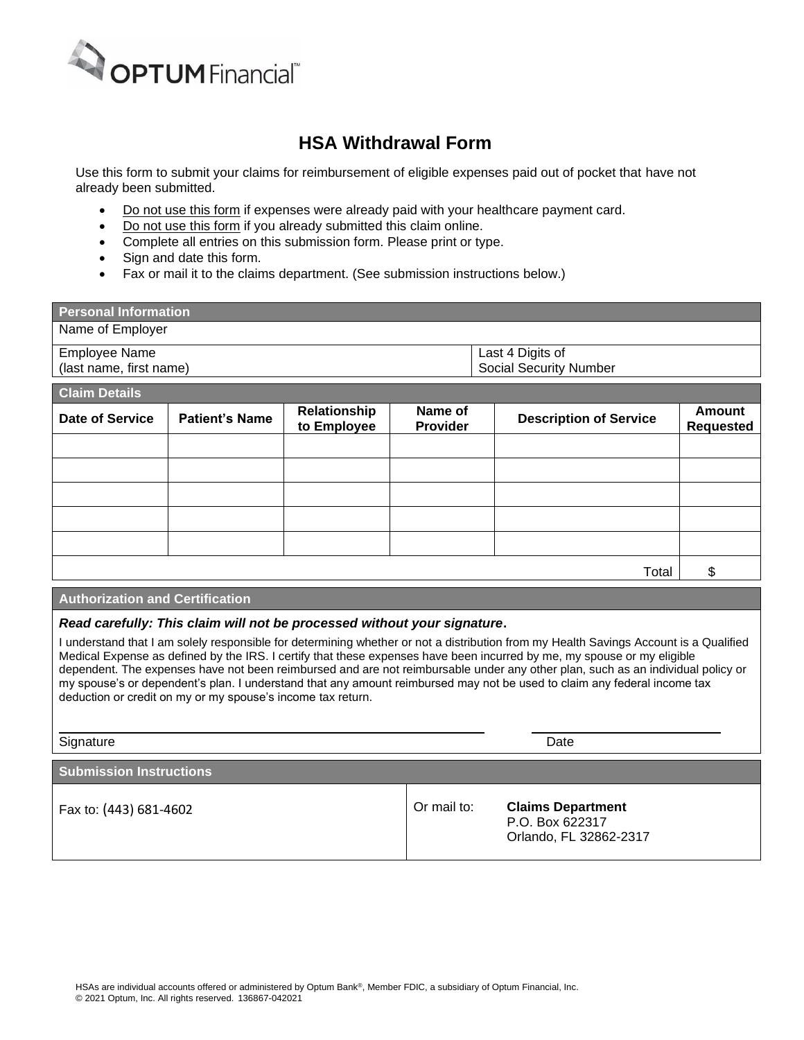OPTUM Financial™

# HSA Withdrawal Form

Use this form to submit your claims for reimbursement of eligible expenses paid out of pocket that have not already been submitted.

- Do not use this form if expenses were already paid with your healthcare payment card.
- Do not use this form if you already submitted this claim online.
- Complete all entries on this submission form. Please print or type.
- Sign and date this form.
- Fax or mail it to the claims department. (See submission instructions below.)

## Personal Information

| | |
|---|---|
| Name of Employer | |
| Employee Name (last name, first name) | Last 4 Digits of Social Security Number |

## Claim Details

| Date of Service | Patient's Name | Relationship to Employee | Name of Provider | Description of Service | Amount Requested |
|---|---|---|---|---|---|
| | | | | | |
| | | | | | |
| | | | | | |
| | | | | | |
| | | | | | |
| | | | | Total | $ |

## Authorization and Certification

***Read carefully: This claim will not be processed without your signature*.**

I understand that I am solely responsible for determining whether or not a distribution from my Health Savings Account is a Qualified Medical Expense as defined by the IRS. I certify that these expenses have been incurred by me, my spouse or my eligible dependent. The expenses have not been reimbursed and are not reimbursable under any other plan, such as an individual policy or my spouse's or dependent's plan. I understand that any amount reimbursed may not be used to claim any federal income tax deduction or credit on my or my spouse's income tax return.

Signature ______________________ Date ______________

## Submission Instructions

Fax to: (443) 681-4602

Or mail to: **Claims Department**
P.O. Box 622317
Orlando, FL 32862-2317

HSAs are individual accounts offered or administered by Optum Bank®, Member FDIC, a subsidiary of Optum Financial, Inc.
© 2021 Optum, Inc. All rights reserved. 136867-042021